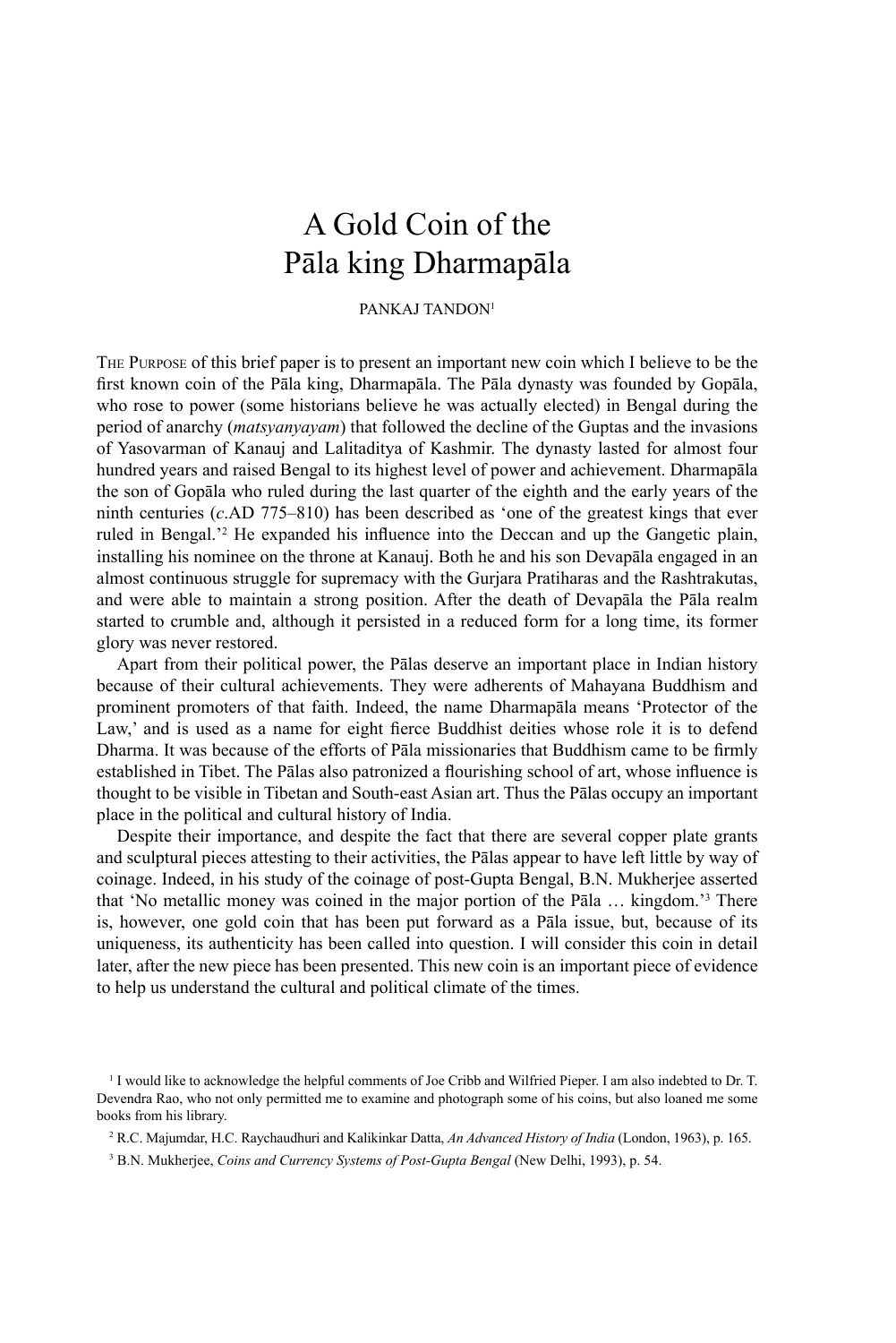# A Gold Coin of the Pāla king Dharmapāla

PANKAJ TANDON[1]

THE PURPOSE of this brief paper is to present an important new coin which I believe to be the first known coin of the Pāla king, Dharmapāla. The Pāla dynasty was founded by Gopāla, who rose to power (some historians believe he was actually elected) in Bengal during the period of anarchy (*matsyanyayam*) that followed the decline of the Guptas and the invasions of Yasovarman of Kanauj and Lalitaditya of Kashmir. The dynasty lasted for almost four hundred years and raised Bengal to its highest level of power and achievement. Dharmapāla the son of Gopāla who ruled during the last quarter of the eighth and the early years of the ninth centuries (*c*.AD 775–810) has been described as 'one of the greatest kings that ever ruled in Bengal.'[2] He expanded his influence into the Deccan and up the Gangetic plain, installing his nominee on the throne at Kanauj. Both he and his son Devapāla engaged in an almost continuous struggle for supremacy with the Gurjara Pratiharas and the Rashtrakutas, and were able to maintain a strong position. After the death of Devapāla the Pāla realm started to crumble and, although it persisted in a reduced form for a long time, its former glory was never restored.

Apart from their political power, the Pālas deserve an important place in Indian history because of their cultural achievements. They were adherents of Mahayana Buddhism and prominent promoters of that faith. Indeed, the name Dharmapāla means 'Protector of the Law,' and is used as a name for eight fierce Buddhist deities whose role it is to defend Dharma. It was because of the efforts of Pāla missionaries that Buddhism came to be firmly established in Tibet. The Pālas also patronized a flourishing school of art, whose influence is thought to be visible in Tibetan and South-east Asian art. Thus the Pālas occupy an important place in the political and cultural history of India.

Despite their importance, and despite the fact that there are several copper plate grants and sculptural pieces attesting to their activities, the Pālas appear to have left little by way of coinage. Indeed, in his study of the coinage of post-Gupta Bengal, B.N. Mukherjee asserted that 'No metallic money was coined in the major portion of the Pāla … kingdom.'[3] There is, however, one gold coin that has been put forward as a Pāla issue, but, because of its uniqueness, its authenticity has been called into question. I will consider this coin in detail later, after the new piece has been presented. This new coin is an important piece of evidence to help us understand the cultural and political climate of the times.

[1] I would like to acknowledge the helpful comments of Joe Cribb and Wilfried Pieper. I am also indebted to Dr. T. Devendra Rao, who not only permitted me to examine and photograph some of his coins, but also loaned me some books from his library.

[2] R.C. Majumdar, H.C. Raychaudhuri and Kalikinkar Datta, *An Advanced History of India* (London, 1963), p. 165.

[3] B.N. Mukherjee, *Coins and Currency Systems of Post-Gupta Bengal* (New Delhi, 1993), p. 54.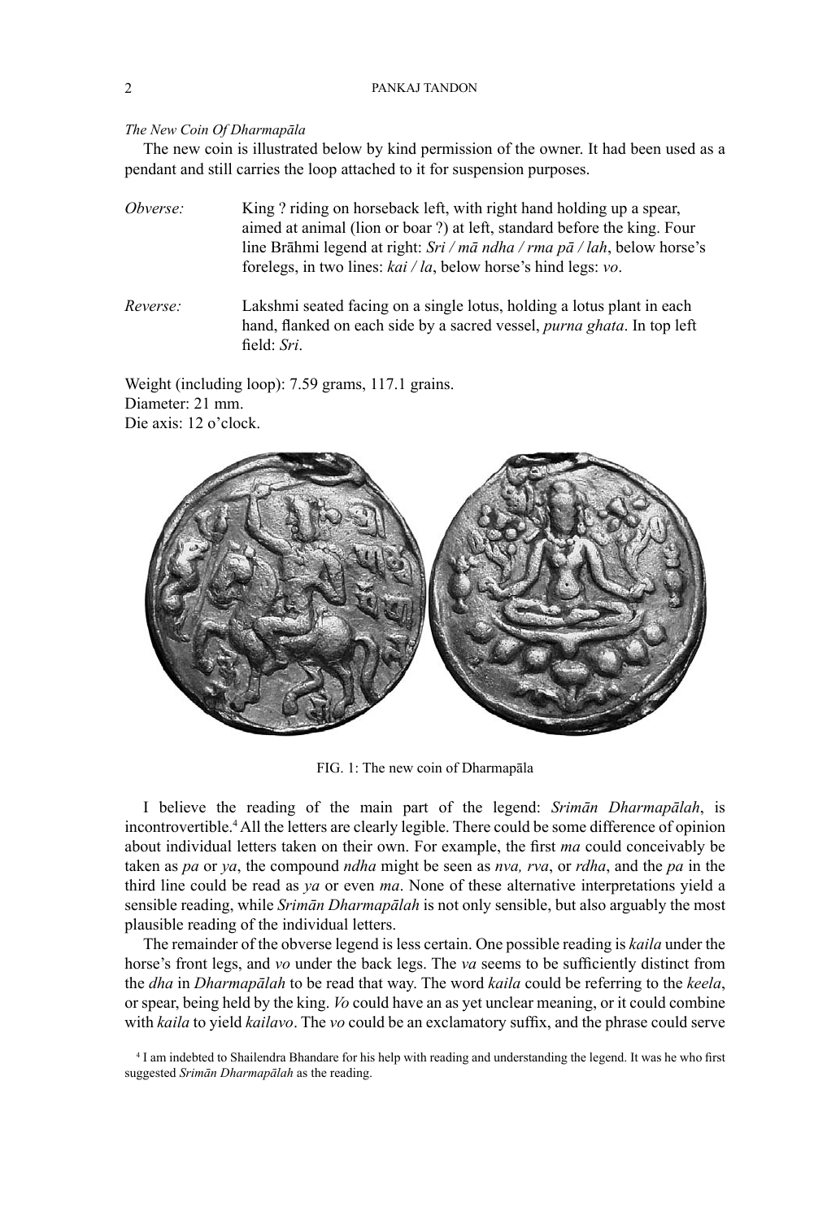*The New Coin Of Dharmapāla*

The new coin is illustrated below by kind permission of the owner. It had been used as a pendant and still carries the loop attached to it for suspension purposes.

*Obverse:* King ? riding on horseback left, with right hand holding up a spear, aimed at animal (lion or boar ?) at left, standard before the king. Four line Brāhmi legend at right: *Sri / mā ndha / rma pā / lah*, below horse's forelegs, in two lines: *kai / la*, below horse's hind legs: *vo*.

*Reverse:* Lakshmi seated facing on a single lotus, holding a lotus plant in each hand, flanked on each side by a sacred vessel, *purna ghata*. In top left field: *Sri*.

Weight (including loop): 7.59 grams, 117.1 grains.
Diameter: 21 mm.
Die axis: 12 o'clock.

FIG. 1: The new coin of Dharmapāla

I believe the reading of the main part of the legend: *Srimān Dharmapālah*, is incontrovertible.[4] All the letters are clearly legible. There could be some difference of opinion about individual letters taken on their own. For example, the first *ma* could conceivably be taken as *pa* or *ya*, the compound *ndha* might be seen as *nva, rva*, or *rdha*, and the *pa* in the third line could be read as *ya* or even *ma*. None of these alternative interpretations yield a sensible reading, while *Srimān Dharmapālah* is not only sensible, but also arguably the most plausible reading of the individual letters.

The remainder of the obverse legend is less certain. One possible reading is *kaila* under the horse's front legs, and *vo* under the back legs. The *va* seems to be sufficiently distinct from the *dha* in *Dharmapālah* to be read that way. The word *kaila* could be referring to the *keela*, or spear, being held by the king. *Vo* could have an as yet unclear meaning, or it could combine with *kaila* to yield *kailavo*. The *vo* could be an exclamatory suffix, and the phrase could serve

[4] I am indebted to Shailendra Bhandare for his help with reading and understanding the legend. It was he who first suggested *Srimān Dharmapālah* as the reading.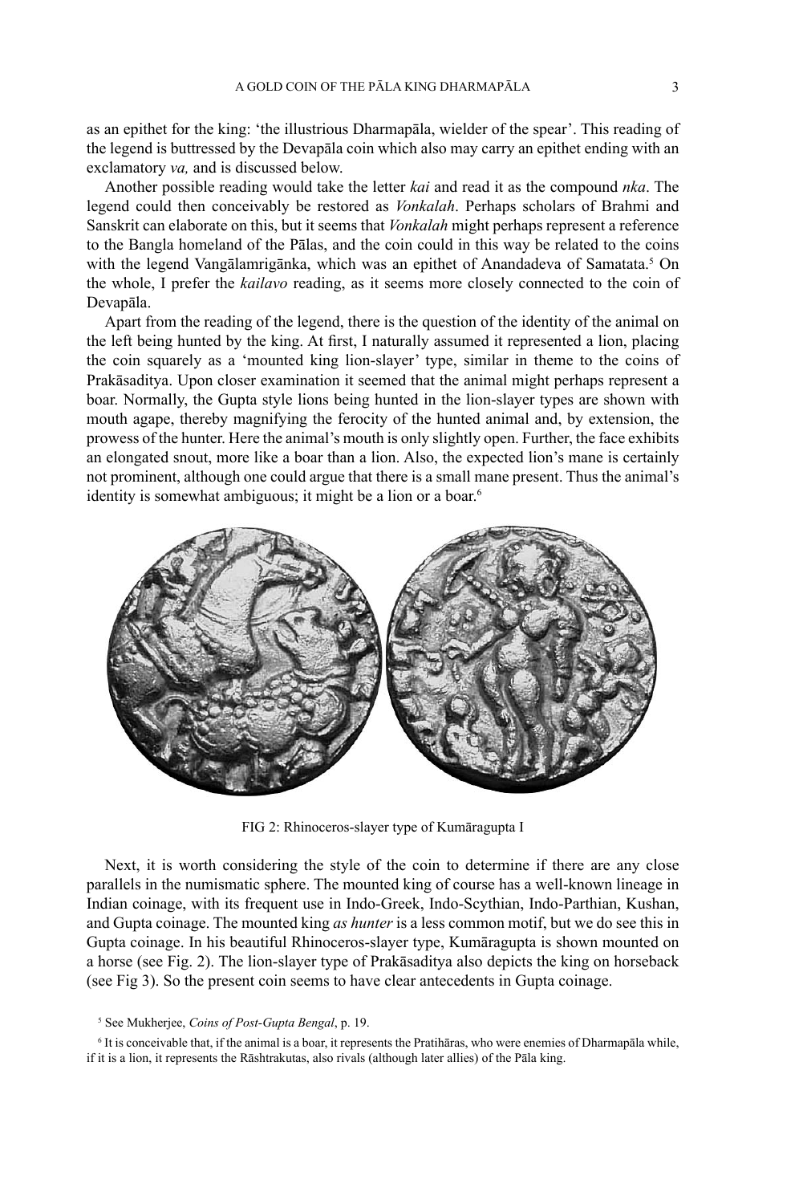as an epithet for the king: 'the illustrious Dharmapāla, wielder of the spear'. This reading of the legend is buttressed by the Devapāla coin which also may carry an epithet ending with an exclamatory *va,* and is discussed below.

Another possible reading would take the letter *kai* and read it as the compound *nka*. The legend could then conceivably be restored as *Vonkalah*. Perhaps scholars of Brahmi and Sanskrit can elaborate on this, but it seems that *Vonkalah* might perhaps represent a reference to the Bangla homeland of the Pālas, and the coin could in this way be related to the coins with the legend Vangālamrigānka, which was an epithet of Anandadeva of Samatata.[5] On the whole, I prefer the *kailavo* reading, as it seems more closely connected to the coin of Devapāla.

Apart from the reading of the legend, there is the question of the identity of the animal on the left being hunted by the king. At first, I naturally assumed it represented a lion, placing the coin squarely as a 'mounted king lion-slayer' type, similar in theme to the coins of Prakāsaditya. Upon closer examination it seemed that the animal might perhaps represent a boar. Normally, the Gupta style lions being hunted in the lion-slayer types are shown with mouth agape, thereby magnifying the ferocity of the hunted animal and, by extension, the prowess of the hunter. Here the animal's mouth is only slightly open. Further, the face exhibits an elongated snout, more like a boar than a lion. Also, the expected lion's mane is certainly not prominent, although one could argue that there is a small mane present. Thus the animal's identity is somewhat ambiguous; it might be a lion or a boar.[6]

FIG 2: Rhinoceros-slayer type of Kumāragupta I

Next, it is worth considering the style of the coin to determine if there are any close parallels in the numismatic sphere. The mounted king of course has a well-known lineage in Indian coinage, with its frequent use in Indo-Greek, Indo-Scythian, Indo-Parthian, Kushan, and Gupta coinage. The mounted king *as hunter* is a less common motif, but we do see this in Gupta coinage. In his beautiful Rhinoceros-slayer type, Kumāragupta is shown mounted on a horse (see Fig. 2). The lion-slayer type of Prakāsaditya also depicts the king on horseback (see Fig 3). So the present coin seems to have clear antecedents in Gupta coinage.

[5] See Mukherjee, *Coins of Post-Gupta Bengal*, p. 19.

[6] It is conceivable that, if the animal is a boar, it represents the Pratihāras, who were enemies of Dharmapāla while, if it is a lion, it represents the Rāshtrakutas, also rivals (although later allies) of the Pāla king.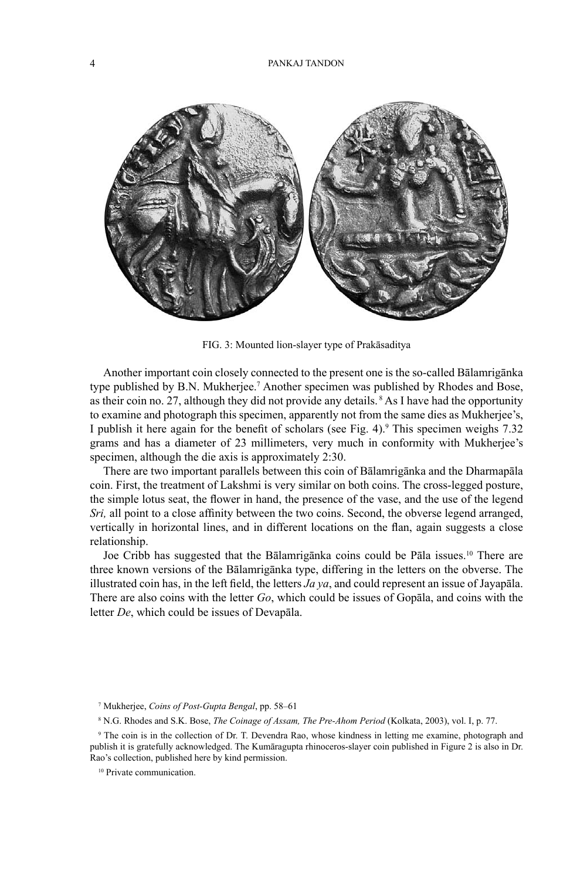FIG. 3: Mounted lion-slayer type of Prakāsaditya

Another important coin closely connected to the present one is the so-called Bālamrigānka type published by B.N. Mukherjee.[7] Another specimen was published by Rhodes and Bose, as their coin no. 27, although they did not provide any details.[8] As I have had the opportunity to examine and photograph this specimen, apparently not from the same dies as Mukherjee's, I publish it here again for the benefit of scholars (see Fig. 4).[9] This specimen weighs 7.32 grams and has a diameter of 23 millimeters, very much in conformity with Mukherjee's specimen, although the die axis is approximately 2:30.

There are two important parallels between this coin of Bālamrigānka and the Dharmapāla coin. First, the treatment of Lakshmi is very similar on both coins. The cross-legged posture, the simple lotus seat, the flower in hand, the presence of the vase, and the use of the legend *Sri,* all point to a close affinity between the two coins. Second, the obverse legend arranged, vertically in horizontal lines, and in different locations on the flan, again suggests a close relationship.

Joe Cribb has suggested that the Bālamrigānka coins could be Pāla issues.[10] There are three known versions of the Bālamrigānka type, differing in the letters on the obverse. The illustrated coin has, in the left field, the letters *Ja ya*, and could represent an issue of Jayapāla. There are also coins with the letter *Go*, which could be issues of Gopāla, and coins with the letter *De*, which could be issues of Devapāla.

---

[7] Mukherjee, *Coins of Post-Gupta Bengal*, pp. 58–61

[8] N.G. Rhodes and S.K. Bose, *The Coinage of Assam, The Pre-Ahom Period* (Kolkata, 2003), vol. I, p. 77.

[9] The coin is in the collection of Dr. T. Devendra Rao, whose kindness in letting me examine, photograph and publish it is gratefully acknowledged. The Kumāragupta rhinoceros-slayer coin published in Figure 2 is also in Dr. Rao's collection, published here by kind permission.

[10] Private communication.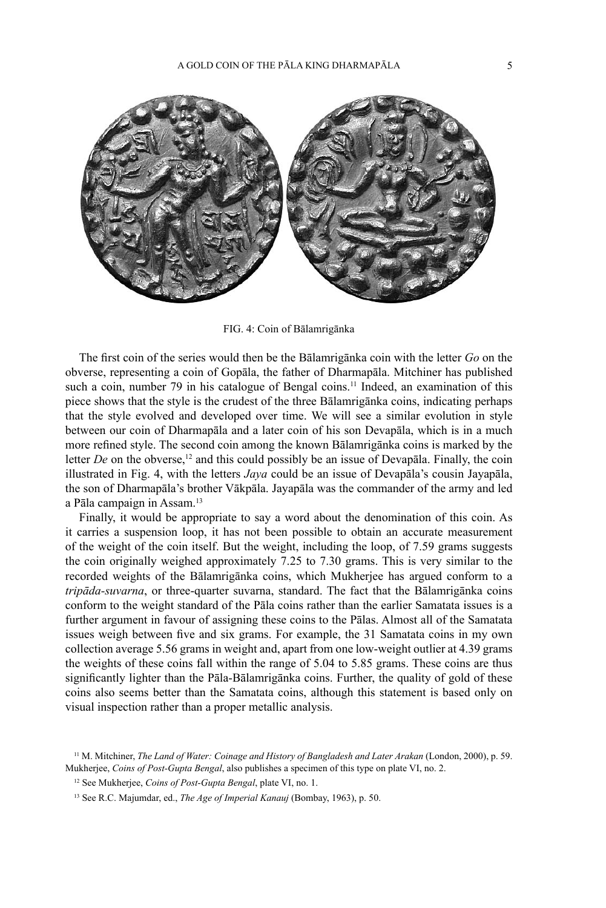FIG. 4: Coin of Bālamrigānka

The first coin of the series would then be the Bālamrigānka coin with the letter *Go* on the obverse, representing a coin of Gopāla, the father of Dharmapāla. Mitchiner has published such a coin, number 79 in his catalogue of Bengal coins.[11] Indeed, an examination of this piece shows that the style is the crudest of the three Bālamrigānka coins, indicating perhaps that the style evolved and developed over time. We will see a similar evolution in style between our coin of Dharmapāla and a later coin of his son Devapāla, which is in a much more refined style. The second coin among the known Bālamrigānka coins is marked by the letter *De* on the obverse,[12] and this could possibly be an issue of Devapāla. Finally, the coin illustrated in Fig. 4, with the letters *Jaya* could be an issue of Devapāla's cousin Jayapāla, the son of Dharmapāla's brother Vākpāla. Jayapāla was the commander of the army and led a Pāla campaign in Assam.[13]

Finally, it would be appropriate to say a word about the denomination of this coin. As it carries a suspension loop, it has not been possible to obtain an accurate measurement of the weight of the coin itself. But the weight, including the loop, of 7.59 grams suggests the coin originally weighed approximately 7.25 to 7.30 grams. This is very similar to the recorded weights of the Bālamrigānka coins, which Mukherjee has argued conform to a *tripāda-suvarna*, or three-quarter suvarna, standard. The fact that the Bālamrigānka coins conform to the weight standard of the Pāla coins rather than the earlier Samatata issues is a further argument in favour of assigning these coins to the Pālas. Almost all of the Samatata issues weigh between five and six grams. For example, the 31 Samatata coins in my own collection average 5.56 grams in weight and, apart from one low-weight outlier at 4.39 grams the weights of these coins fall within the range of 5.04 to 5.85 grams. These coins are thus significantly lighter than the Pāla-Bālamrigānka coins. Further, the quality of gold of these coins also seems better than the Samatata coins, although this statement is based only on visual inspection rather than a proper metallic analysis.

[11] M. Mitchiner, *The Land of Water: Coinage and History of Bangladesh and Later Arakan* (London, 2000), p. 59. Mukherjee, *Coins of Post-Gupta Bengal*, also publishes a specimen of this type on plate VI, no. 2.

[12] See Mukherjee, *Coins of Post-Gupta Bengal*, plate VI, no. 1.

[13] See R.C. Majumdar, ed., *The Age of Imperial Kanauj* (Bombay, 1963), p. 50.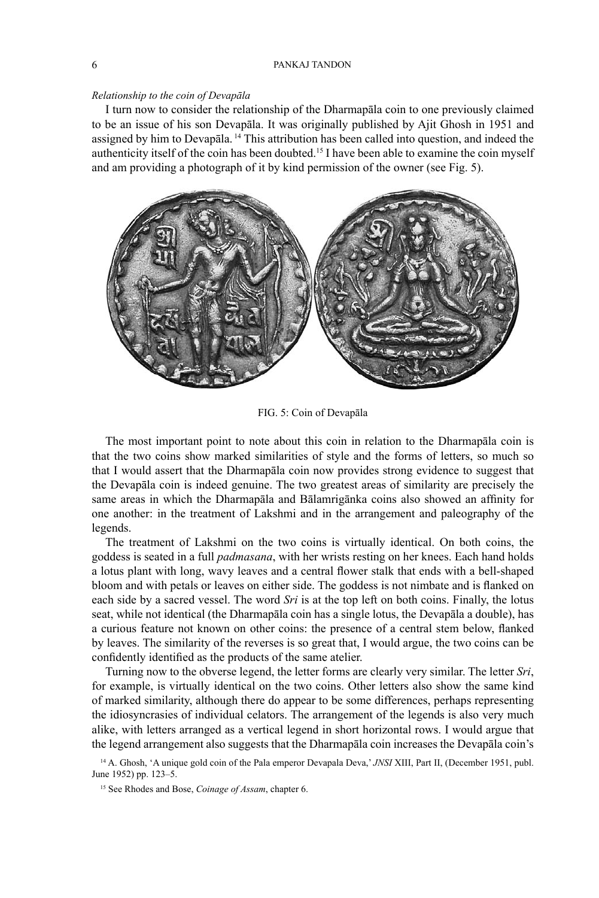*Relationship to the coin of Devapāla*

I turn now to consider the relationship of the Dharmapāla coin to one previously claimed to be an issue of his son Devapāla. It was originally published by Ajit Ghosh in 1951 and assigned by him to Devapāla.[14] This attribution has been called into question, and indeed the authenticity itself of the coin has been doubted.[15] I have been able to examine the coin myself and am providing a photograph of it by kind permission of the owner (see Fig. 5).

FIG. 5: Coin of Devapāla

The most important point to note about this coin in relation to the Dharmapāla coin is that the two coins show marked similarities of style and the forms of letters, so much so that I would assert that the Dharmapāla coin now provides strong evidence to suggest that the Devapāla coin is indeed genuine. The two greatest areas of similarity are precisely the same areas in which the Dharmapāla and Bālamrigānka coins also showed an affinity for one another: in the treatment of Lakshmi and in the arrangement and paleography of the legends.

The treatment of Lakshmi on the two coins is virtually identical. On both coins, the goddess is seated in a full *padmasana*, with her wrists resting on her knees. Each hand holds a lotus plant with long, wavy leaves and a central flower stalk that ends with a bell-shaped bloom and with petals or leaves on either side. The goddess is not nimbate and is flanked on each side by a sacred vessel. The word *Sri* is at the top left on both coins. Finally, the lotus seat, while not identical (the Dharmapāla coin has a single lotus, the Devapāla a double), has a curious feature not known on other coins: the presence of a central stem below, flanked by leaves. The similarity of the reverses is so great that, I would argue, the two coins can be confidently identified as the products of the same atelier.

Turning now to the obverse legend, the letter forms are clearly very similar. The letter *Sri*, for example, is virtually identical on the two coins. Other letters also show the same kind of marked similarity, although there do appear to be some differences, perhaps representing the idiosyncrasies of individual celators. The arrangement of the legends is also very much alike, with letters arranged as a vertical legend in short horizontal rows. I would argue that the legend arrangement also suggests that the Dharmapāla coin increases the Devapāla coin's

[14] A. Ghosh, 'A unique gold coin of the Pala emperor Devapala Deva,' *JNSI* XIII, Part II, (December 1951, publ. June 1952) pp. 123–5.

[15] See Rhodes and Bose, *Coinage of Assam*, chapter 6.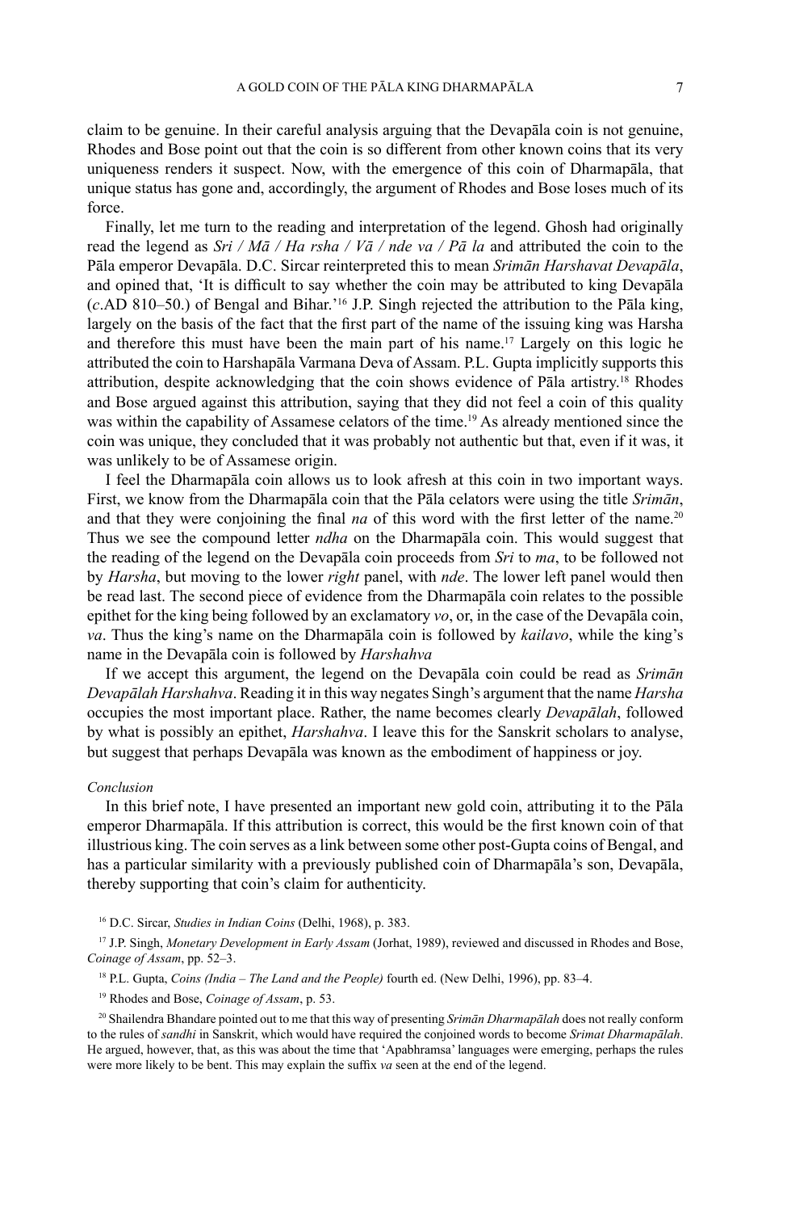claim to be genuine. In their careful analysis arguing that the Devapāla coin is not genuine, Rhodes and Bose point out that the coin is so different from other known coins that its very uniqueness renders it suspect. Now, with the emergence of this coin of Dharmapāla, that unique status has gone and, accordingly, the argument of Rhodes and Bose loses much of its force.

Finally, let me turn to the reading and interpretation of the legend. Ghosh had originally read the legend as *Sri / Mā / Ha rsha / Vā / nde va / Pā la* and attributed the coin to the Pāla emperor Devapāla. D.C. Sircar reinterpreted this to mean *Srimān Harshavat Devapāla*, and opined that, 'It is difficult to say whether the coin may be attributed to king Devapāla (*c*.AD 810–50.) of Bengal and Bihar.'[16] J.P. Singh rejected the attribution to the Pāla king, largely on the basis of the fact that the first part of the name of the issuing king was Harsha and therefore this must have been the main part of his name.[17] Largely on this logic he attributed the coin to Harshapāla Varmana Deva of Assam. P.L. Gupta implicitly supports this attribution, despite acknowledging that the coin shows evidence of Pāla artistry.[18] Rhodes and Bose argued against this attribution, saying that they did not feel a coin of this quality was within the capability of Assamese celators of the time.[19] As already mentioned since the coin was unique, they concluded that it was probably not authentic but that, even if it was, it was unlikely to be of Assamese origin.

I feel the Dharmapāla coin allows us to look afresh at this coin in two important ways. First, we know from the Dharmapāla coin that the Pāla celators were using the title *Srimān*, and that they were conjoining the final *na* of this word with the first letter of the name.[20] Thus we see the compound letter *ndha* on the Dharmapāla coin. This would suggest that the reading of the legend on the Devapāla coin proceeds from *Sri* to *ma*, to be followed not by *Harsha*, but moving to the lower *right* panel, with *nde*. The lower left panel would then be read last. The second piece of evidence from the Dharmapāla coin relates to the possible epithet for the king being followed by an exclamatory *vo*, or, in the case of the Devapāla coin, *va*. Thus the king's name on the Dharmapāla coin is followed by *kailavo*, while the king's name in the Devapāla coin is followed by *Harshahva*

If we accept this argument, the legend on the Devapāla coin could be read as *Srimān Devapālah Harshahva*. Reading it in this way negates Singh's argument that the name *Harsha* occupies the most important place. Rather, the name becomes clearly *Devapālah*, followed by what is possibly an epithet, *Harshahva*. I leave this for the Sanskrit scholars to analyse, but suggest that perhaps Devapāla was known as the embodiment of happiness or joy.

*Conclusion*

In this brief note, I have presented an important new gold coin, attributing it to the Pāla emperor Dharmapāla. If this attribution is correct, this would be the first known coin of that illustrious king. The coin serves as a link between some other post-Gupta coins of Bengal, and has a particular similarity with a previously published coin of Dharmapāla's son, Devapāla, thereby supporting that coin's claim for authenticity.

[16] D.C. Sircar, *Studies in Indian Coins* (Delhi, 1968), p. 383.

[17] J.P. Singh, *Monetary Development in Early Assam* (Jorhat, 1989), reviewed and discussed in Rhodes and Bose, *Coinage of Assam*, pp. 52–3.

[18] P.L. Gupta, *Coins (India – The Land and the People)* fourth ed. (New Delhi, 1996), pp. 83–4.

[19] Rhodes and Bose, *Coinage of Assam*, p. 53.

[20] Shailendra Bhandare pointed out to me that this way of presenting *Srimān Dharmapālah* does not really conform to the rules of *sandhi* in Sanskrit, which would have required the conjoined words to become *Srimat Dharmapālah*. He argued, however, that, as this was about the time that 'Apabhramsa' languages were emerging, perhaps the rules were more likely to be bent. This may explain the suffix *va* seen at the end of the legend.